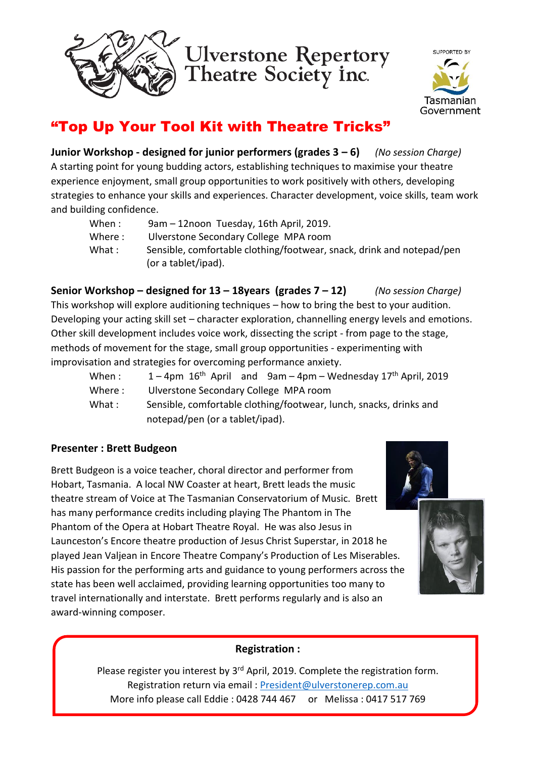# Ulverstone Repertory Theatre Society inc.

SUPPORTED BY
Tasmanian Government

## "Top Up Your Tool Kit with Theatre Tricks"

**Junior Workshop - designed for junior performers (grades 3 – 6)** *(No session Charge)*

A starting point for young budding actors, establishing techniques to maximise your theatre experience enjoyment, small group opportunities to work positively with others, developing strategies to enhance your skills and experiences. Character development, voice skills, team work and building confidence.

When : 9am – 12noon Tuesday, 16th April, 2019.
Where : Ulverstone Secondary College MPA room
What : Sensible, comfortable clothing/footwear, snack, drink and notepad/pen (or a tablet/ipad).

**Senior Workshop – designed for 13 – 18years (grades 7 – 12)** *(No session Charge)*

This workshop will explore auditioning techniques – how to bring the best to your audition. Developing your acting skill set – character exploration, channelling energy levels and emotions. Other skill development includes voice work, dissecting the script - from page to the stage, methods of movement for the stage, small group opportunities - experimenting with improvisation and strategies for overcoming performance anxiety.

When : 1 – 4pm 16th April and 9am – 4pm – Wednesday 17th April, 2019
Where : Ulverstone Secondary College MPA room
What : Sensible, comfortable clothing/footwear, lunch, snacks, drinks and notepad/pen (or a tablet/ipad).

### Presenter : Brett Budgeon

Brett Budgeon is a voice teacher, choral director and performer from Hobart, Tasmania. A local NW Coaster at heart, Brett leads the music theatre stream of Voice at The Tasmanian Conservatorium of Music. Brett has many performance credits including playing The Phantom in The Phantom of the Opera at Hobart Theatre Royal. He was also Jesus in Launceston's Encore theatre production of Jesus Christ Superstar, in 2018 he played Jean Valjean in Encore Theatre Company's Production of Les Miserables. His passion for the performing arts and guidance to young performers across the state has been well acclaimed, providing learning opportunities too many to travel internationally and interstate. Brett performs regularly and is also an award-winning composer.

**Registration :**

Please register you interest by 3rd April, 2019. Complete the registration form.
Registration return via email : President@ulverstonerep.com.au
More info please call Eddie : 0428 744 467 or Melissa : 0417 517 769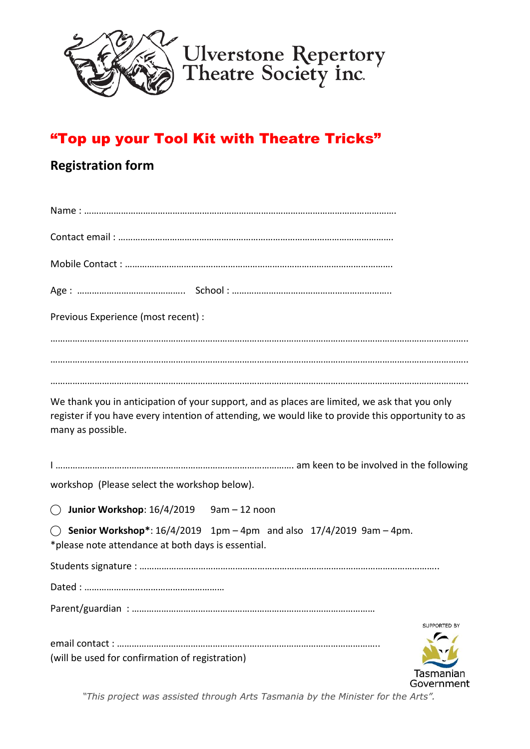Ulverstone Repertory Theatre Society Inc.

## "Top up your Tool Kit with Theatre Tricks"

## Registration form

Name : ……………………………………………………………………………………………………………

Contact email : …………………………………………………………………………………………….

Mobile Contact : ………………………………………………………………………………………….

Age : …………………………………….. School : ………………………………………………………..

Previous Experience (most recent) :

……………………………………………………………………………………………………………………………………….

……………………………………………………………………………………………………………………………………….

……………………………………………………………………………………………………………………………………….

We thank you in anticipation of your support, and as places are limited, we ask that you only register if you have every intention of attending, we would like to provide this opportunity to as many as possible.

I ……………………………………………………………………………………… am keen to be involved in the following workshop (Please select the workshop below).

◯ **Junior Workshop**: 16/4/2019 9am – 12 noon

◯ **Senior Workshop***: 16/4/2019 1pm – 4pm and also 17/4/2019 9am – 4pm.
*please note attendance at both days is essential.

Students signature : ……………………………………………………………………………………………………….

Dated : …………………………………………………

Parent/guardian : ………………………………………………………………………………………

email contact : ………………………………………………………………………………………….
(will be used for confirmation of registration)

SUPPORTED BY Tasmanian Government

*"This project was assisted through Arts Tasmania by the Minister for the Arts".*